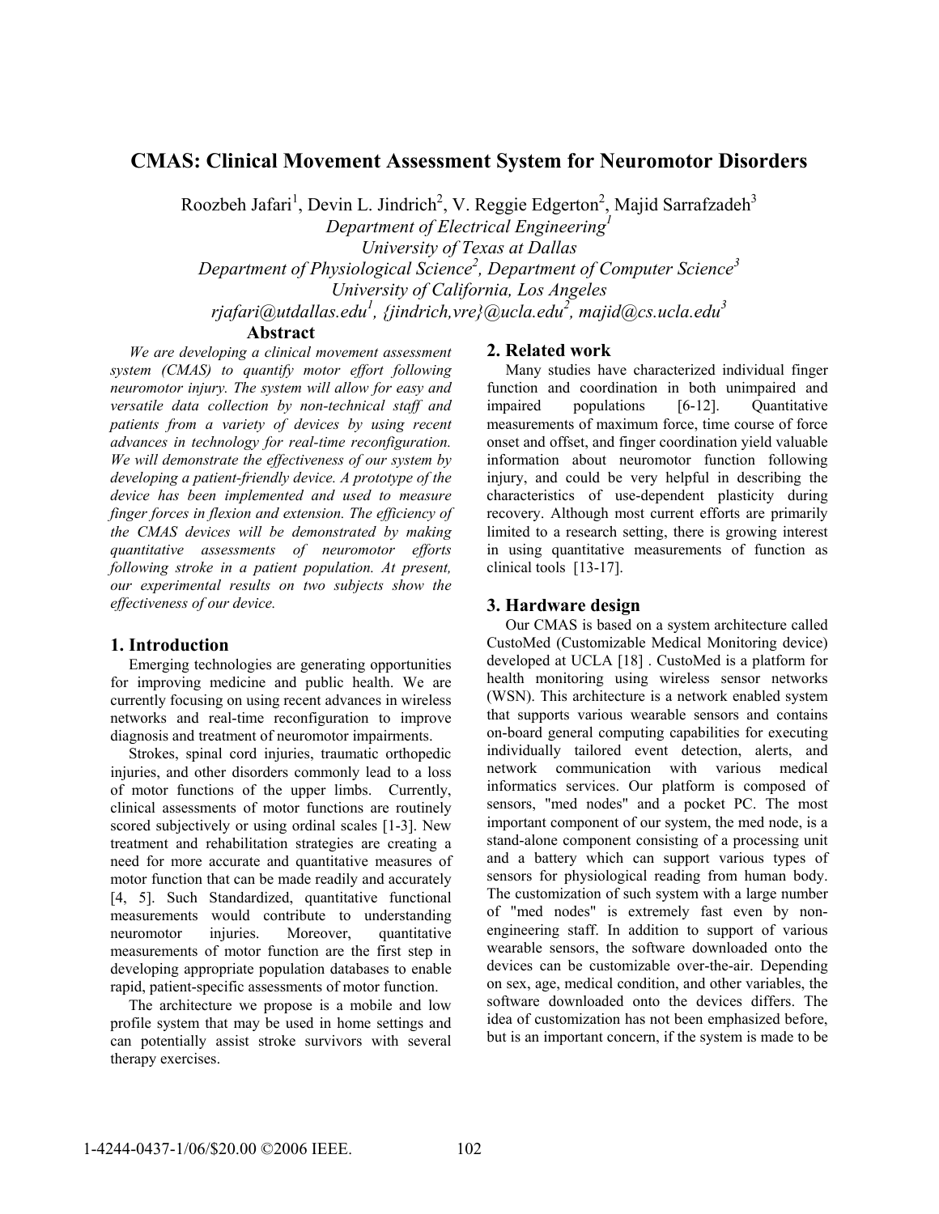# CMAS: Clinical Movement Assessment System for Neuromotor Disorders

Roozbeh Jafari[1], Devin L. Jindrich[2], V. Reggie Edgerton[2], Majid Sarrafzadeh[3]

*Department of Electrical Engineering[1]*
*University of Texas at Dallas*
*Department of Physiological Science[2], Department of Computer Science[3]*
*University of California, Los Angeles*
*rjafari@utdallas.edu[1], {jindrich,vre}@ucla.edu[2], majid@cs.ucla.edu[3]*

## Abstract

*We are developing a clinical movement assessment system (CMAS) to quantify motor effort following neuromotor injury. The system will allow for easy and versatile data collection by non-technical staff and patients from a variety of devices by using recent advances in technology for real-time reconfiguration. We will demonstrate the effectiveness of our system by developing a patient-friendly device. A prototype of the device has been implemented and used to measure finger forces in flexion and extension. The efficiency of the CMAS devices will be demonstrated by making quantitative assessments of neuromotor efforts following stroke in a patient population. At present, our experimental results on two subjects show the effectiveness of our device.*

## 1. Introduction

Emerging technologies are generating opportunities for improving medicine and public health. We are currently focusing on using recent advances in wireless networks and real-time reconfiguration to improve diagnosis and treatment of neuromotor impairments.

Strokes, spinal cord injuries, traumatic orthopedic injuries, and other disorders commonly lead to a loss of motor functions of the upper limbs. Currently, clinical assessments of motor functions are routinely scored subjectively or using ordinal scales [1-3]. New treatment and rehabilitation strategies are creating a need for more accurate and quantitative measures of motor function that can be made readily and accurately [4, 5]. Such Standardized, quantitative functional measurements would contribute to understanding neuromotor injuries. Moreover, quantitative measurements of motor function are the first step in developing appropriate population databases to enable rapid, patient-specific assessments of motor function.

The architecture we propose is a mobile and low profile system that may be used in home settings and can potentially assist stroke survivors with several therapy exercises.

## 2. Related work

Many studies have characterized individual finger function and coordination in both unimpaired and impaired populations [6-12]. Quantitative measurements of maximum force, time course of force onset and offset, and finger coordination yield valuable information about neuromotor function following injury, and could be very helpful in describing the characteristics of use-dependent plasticity during recovery. Although most current efforts are primarily limited to a research setting, there is growing interest in using quantitative measurements of function as clinical tools [13-17].

## 3. Hardware design

Our CMAS is based on a system architecture called CustoMed (Customizable Medical Monitoring device) developed at UCLA [18] . CustoMed is a platform for health monitoring using wireless sensor networks (WSN). This architecture is a network enabled system that supports various wearable sensors and contains on-board general computing capabilities for executing individually tailored event detection, alerts, and network communication with various medical informatics services. Our platform is composed of sensors, "med nodes" and a pocket PC. The most important component of our system, the med node, is a stand-alone component consisting of a processing unit and a battery which can support various types of sensors for physiological reading from human body. The customization of such system with a large number of "med nodes" is extremely fast even by non-engineering staff. In addition to support of various wearable sensors, the software downloaded onto the devices can be customizable over-the-air. Depending on sex, age, medical condition, and other variables, the software downloaded onto the devices differs. The idea of customization has not been emphasized before, but is an important concern, if the system is made to be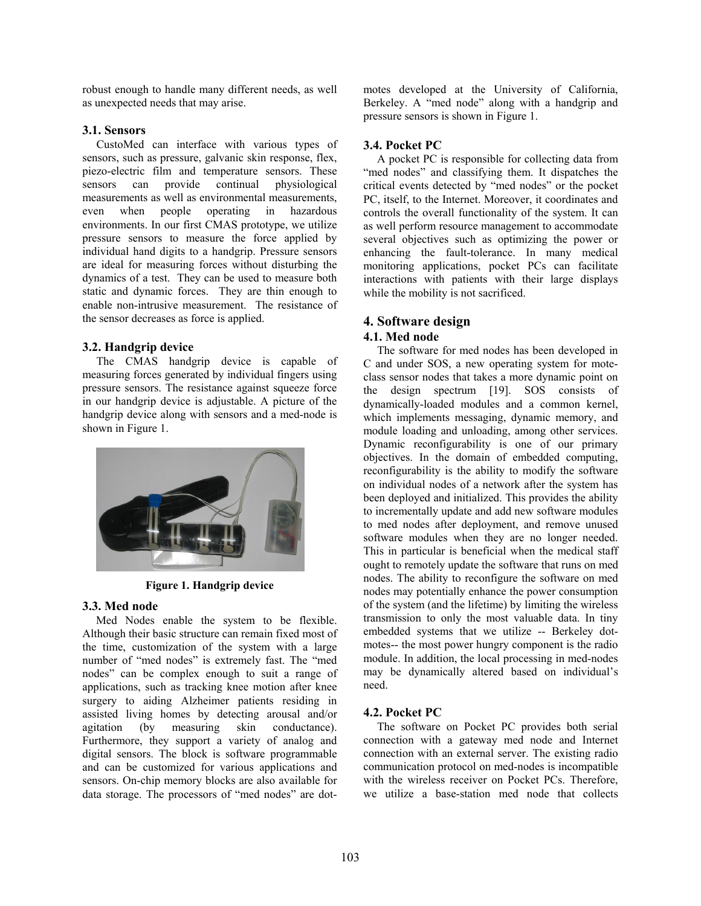robust enough to handle many different needs, as well as unexpected needs that may arise.

### 3.1. Sensors

CustoMed can interface with various types of sensors, such as pressure, galvanic skin response, flex, piezo-electric film and temperature sensors. These sensors can provide continual physiological measurements as well as environmental measurements, even when people operating in hazardous environments. In our first CMAS prototype, we utilize pressure sensors to measure the force applied by individual hand digits to a handgrip. Pressure sensors are ideal for measuring forces without disturbing the dynamics of a test. They can be used to measure both static and dynamic forces. They are thin enough to enable non-intrusive measurement. The resistance of the sensor decreases as force is applied.

### 3.2. Handgrip device

The CMAS handgrip device is capable of measuring forces generated by individual fingers using pressure sensors. The resistance against squeeze force in our handgrip device is adjustable. A picture of the handgrip device along with sensors and a med-node is shown in Figure 1.

**Figure 1. Handgrip device**

### 3.3. Med node

Med Nodes enable the system to be flexible. Although their basic structure can remain fixed most of the time, customization of the system with a large number of "med nodes" is extremely fast. The "med nodes" can be complex enough to suit a range of applications, such as tracking knee motion after knee surgery to aiding Alzheimer patients residing in assisted living homes by detecting arousal and/or agitation (by measuring skin conductance). Furthermore, they support a variety of analog and digital sensors. The block is software programmable and can be customized for various applications and sensors. On-chip memory blocks are also available for data storage. The processors of "med nodes" are dot-motes developed at the University of California, Berkeley. A "med node" along with a handgrip and pressure sensors is shown in Figure 1.

### 3.4. Pocket PC

A pocket PC is responsible for collecting data from "med nodes" and classifying them. It dispatches the critical events detected by "med nodes" or the pocket PC, itself, to the Internet. Moreover, it coordinates and controls the overall functionality of the system. It can as well perform resource management to accommodate several objectives such as optimizing the power or enhancing the fault-tolerance. In many medical monitoring applications, pocket PCs can facilitate interactions with patients with their large displays while the mobility is not sacrificed.

## 4. Software design

### 4.1. Med node

The software for med nodes has been developed in C and under SOS, a new operating system for mote-class sensor nodes that takes a more dynamic point on the design spectrum [19]. SOS consists of dynamically-loaded modules and a common kernel, which implements messaging, dynamic memory, and module loading and unloading, among other services. Dynamic reconfigurability is one of our primary objectives. In the domain of embedded computing, reconfigurability is the ability to modify the software on individual nodes of a network after the system has been deployed and initialized. This provides the ability to incrementally update and add new software modules to med nodes after deployment, and remove unused software modules when they are no longer needed. This in particular is beneficial when the medical staff ought to remotely update the software that runs on med nodes. The ability to reconfigure the software on med nodes may potentially enhance the power consumption of the system (and the lifetime) by limiting the wireless transmission to only the most valuable data. In tiny embedded systems that we utilize -- Berkeley dot-motes-- the most power hungry component is the radio module. In addition, the local processing in med-nodes may be dynamically altered based on individual's need.

### 4.2. Pocket PC

The software on Pocket PC provides both serial connection with a gateway med node and Internet connection with an external server. The existing radio communication protocol on med-nodes is incompatible with the wireless receiver on Pocket PCs. Therefore, we utilize a base-station med node that collects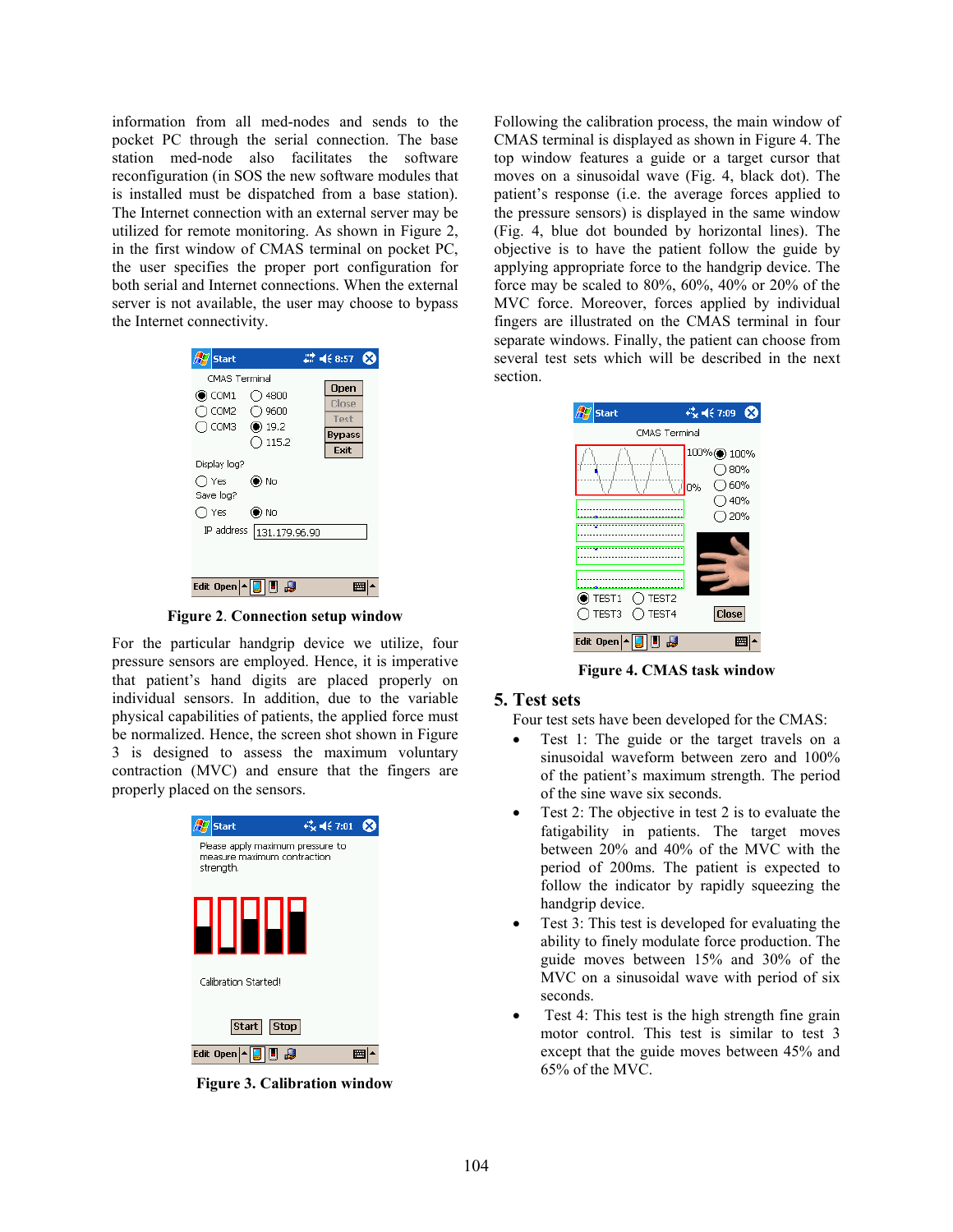information from all med-nodes and sends to the pocket PC through the serial connection. The base station med-node also facilitates the software reconfiguration (in SOS the new software modules that is installed must be dispatched from a base station). The Internet connection with an external server may be utilized for remote monitoring. As shown in Figure 2, in the first window of CMAS terminal on pocket PC, the user specifies the proper port configuration for both serial and Internet connections. When the external server is not available, the user may choose to bypass the Internet connectivity.

**Figure 2**. **Connection setup window**

For the particular handgrip device we utilize, four pressure sensors are employed. Hence, it is imperative that patient's hand digits are placed properly on individual sensors. In addition, due to the variable physical capabilities of patients, the applied force must be normalized. Hence, the screen shot shown in Figure 3 is designed to assess the maximum voluntary contraction (MVC) and ensure that the fingers are properly placed on the sensors.

**Figure 3. Calibration window**

Following the calibration process, the main window of CMAS terminal is displayed as shown in Figure 4. The top window features a guide or a target cursor that moves on a sinusoidal wave (Fig. 4, black dot). The patient's response (i.e. the average forces applied to the pressure sensors) is displayed in the same window (Fig. 4, blue dot bounded by horizontal lines). The objective is to have the patient follow the guide by applying appropriate force to the handgrip device. The force may be scaled to 80%, 60%, 40% or 20% of the MVC force. Moreover, forces applied by individual fingers are illustrated on the CMAS terminal in four separate windows. Finally, the patient can choose from several test sets which will be described in the next section.

**Figure 4. CMAS task window**

## 5. Test sets

Four test sets have been developed for the CMAS:

- Test 1: The guide or the target travels on a sinusoidal waveform between zero and 100% of the patient's maximum strength. The period of the sine wave six seconds.
- Test 2: The objective in test 2 is to evaluate the fatigability in patients. The target moves between 20% and 40% of the MVC with the period of 200ms. The patient is expected to follow the indicator by rapidly squeezing the handgrip device.
- Test 3: This test is developed for evaluating the ability to finely modulate force production. The guide moves between 15% and 30% of the MVC on a sinusoidal wave with period of six seconds.
- Test 4: This test is the high strength fine grain motor control. This test is similar to test 3 except that the guide moves between 45% and 65% of the MVC.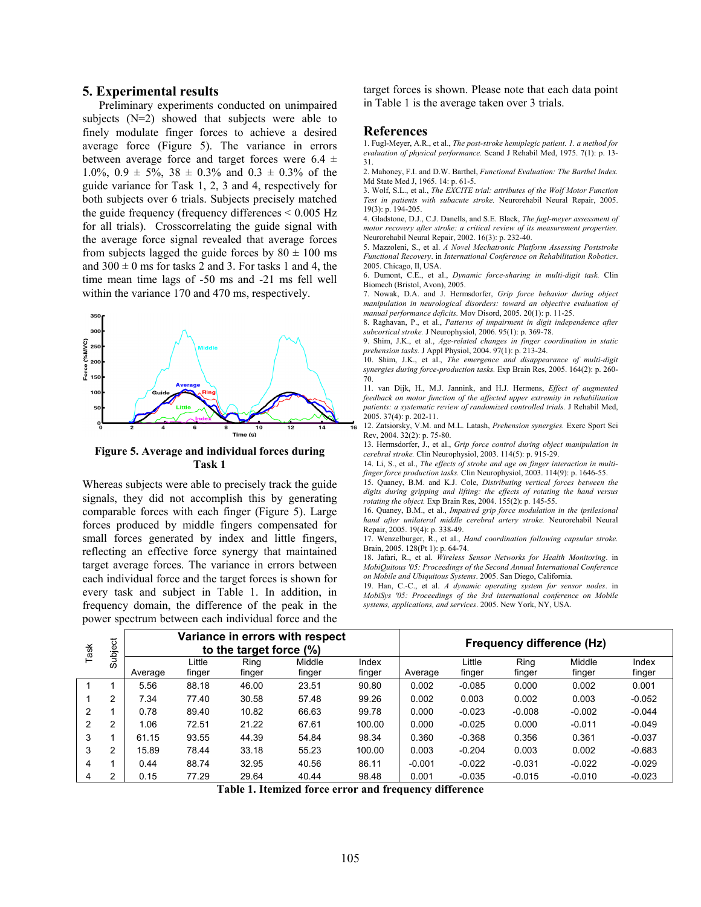## 5. Experimental results

Preliminary experiments conducted on unimpaired subjects (N=2) showed that subjects were able to finely modulate finger forces to achieve a desired average force (Figure 5). The variance in errors between average force and target forces were 6.4 ± 1.0%, 0.9 ± 5%, 38 ± 0.3% and 0.3 ± 0.3% of the guide variance for Task 1, 2, 3 and 4, respectively for both subjects over 6 trials. Subjects precisely matched the guide frequency (frequency differences < 0.005 Hz for all trials). Crosscorrelating the guide signal with the average force signal revealed that average forces from subjects lagged the guide forces by 80 ± 100 ms and 300 ± 0 ms for tasks 2 and 3. For tasks 1 and 4, the time mean time lags of -50 ms and -21 ms fell well within the variance 170 and 470 ms, respectively.

350
300
250
200
150
100
50
0
Force (%MVC)
Middle
Average
Guide
Ring
Little
Index
0
2
4
6
8
10
12
14
16
Time (s)

**Figure 5. Average and individual forces during Task 1**

Whereas subjects were able to precisely track the guide signals, they did not accomplish this by generating comparable forces with each finger (Figure 5). Large forces produced by middle fingers compensated for small forces generated by index and little fingers, reflecting an effective force synergy that maintained target average forces. The variance in errors between each individual force and the target forces is shown for every task and subject in Table 1. In addition, in frequency domain, the difference of the peak in the power spectrum between each individual force and the target forces is shown. Please note that each data point in Table 1 is the average taken over 3 trials.

## References

1. Fugl-Meyer, A.R., et al., *The post-stroke hemiplegic patient. 1. a method for evaluation of physical performance.* Scand J Rehabil Med, 1975. 7(1): p. 13-31.
2. Mahoney, F.I. and D.W. Barthel, *Functional Evaluation: The Barthel Index.* Md State Med J, 1965. 14: p. 61-5.
3. Wolf, S.L., et al., *The EXCITE trial: attributes of the Wolf Motor Function Test in patients with subacute stroke.* Neurorehabil Neural Repair, 2005. 19(3): p. 194-205.
4. Gladstone, D.J., C.J. Danells, and S.E. Black, *The fugl-meyer assessment of motor recovery after stroke: a critical review of its measurement properties.* Neurorehabil Neural Repair, 2002. 16(3): p. 232-40.
5. Mazzoleni, S., et al. *A Novel Mechatronic Platform Assessing Poststroke Functional Recovery*. in *International Conference on Rehabilitation Robotics*. 2005. Chicago, Il, USA.
6. Dumont, C.E., et al., *Dynamic force-sharing in multi-digit task.* Clin Biomech (Bristol, Avon), 2005.
7. Nowak, D.A. and J. Hermsdorfer, *Grip force behavior during object manipulation in neurological disorders: toward an objective evaluation of manual performance deficits.* Mov Disord, 2005. 20(1): p. 11-25.
8. Raghavan, P., et al., *Patterns of impairment in digit independence after subcortical stroke.* J Neurophysiol, 2006. 95(1): p. 369-78.
9. Shim, J.K., et al., *Age-related changes in finger coordination in static prehension tasks.* J Appl Physiol, 2004. 97(1): p. 213-24.
10. Shim, J.K., et al., *The emergence and disappearance of multi-digit synergies during force-production tasks.* Exp Brain Res, 2005. 164(2): p. 260-70.
11. van Dijk, H., M.J. Jannink, and H.J. Hermens, *Effect of augmented feedback on motor function of the affected upper extremity in rehabilitation patients: a systematic review of randomized controlled trials.* J Rehabil Med, 2005. 37(4): p. 202-11.
12. Zatsiorsky, V.M. and M.L. Latash, *Prehension synergies.* Exerc Sport Sci Rev, 2004. 32(2): p. 75-80.
13. Hermsdorfer, J., et al., *Grip force control during object manipulation in cerebral stroke.* Clin Neurophysiol, 2003. 114(5): p. 915-29.
14. Li, S., et al., *The effects of stroke and age on finger interaction in multi-finger force production tasks.* Clin Neurophysiol, 2003. 114(9): p. 1646-55.
15. Quaney, B.M. and K.J. Cole, *Distributing vertical forces between the digits during gripping and lifting: the effects of rotating the hand versus rotating the object.* Exp Brain Res, 2004. 155(2): p. 145-55.
16. Quaney, B.M., et al., *Impaired grip force modulation in the ipsilesional hand after unilateral middle cerebral artery stroke.* Neurorehabil Neural Repair, 2005. 19(4): p. 338-49.
17. Wenzelburger, R., et al., *Hand coordination following capsular stroke.* Brain, 2005. 128(Pt 1): p. 64-74.
18. Jafari, R., et al. *Wireless Sensor Networks for Health Monitoring*. in *MobiQuitous '05: Proceedings of the Second Annual International Conference on Mobile and Ubiquitous Systems*. 2005. San Diego, California.
19. Han, C.-C., et al. *A dynamic operating system for sensor nodes*. in *MobiSys '05: Proceedings of the 3rd international conference on Mobile systems, applications, and services*. 2005. New York, NY, USA.

| Task | Subject | Variance in errors with respect to the target force (%) | | | | | Frequency difference (Hz) | | | | |
|---|---|---|---|---|---|---|---|---|---|---|---|
| | | Average | Little finger | Ring finger | Middle finger | Index finger | Average | Little finger | Ring finger | Middle finger | Index finger |
| 1 | 1 | 5.56 | 88.18 | 46.00 | 23.51 | 90.80 | 0.002 | -0.085 | 0.000 | 0.002 | 0.001 |
| 1 | 2 | 7.34 | 77.40 | 30.58 | 57.48 | 99.26 | 0.002 | 0.003 | 0.002 | 0.003 | -0.052 |
| 2 | 1 | 0.78 | 89.40 | 10.82 | 66.63 | 99.78 | 0.000 | -0.023 | -0.008 | -0.002 | -0.044 |
| 2 | 2 | 1.06 | 72.51 | 21.22 | 67.61 | 100.00 | 0.000 | -0.025 | 0.000 | -0.011 | -0.049 |
| 3 | 1 | 61.15 | 93.55 | 44.39 | 54.84 | 98.34 | 0.360 | -0.368 | 0.356 | 0.361 | -0.037 |
| 3 | 2 | 15.89 | 78.44 | 33.18 | 55.23 | 100.00 | 0.003 | -0.204 | 0.003 | 0.002 | -0.683 |
| 4 | 1 | 0.44 | 88.74 | 32.95 | 40.56 | 86.11 | -0.001 | -0.022 | -0.031 | -0.022 | -0.029 |
| 4 | 2 | 0.15 | 77.29 | 29.64 | 40.44 | 98.48 | 0.001 | -0.035 | -0.015 | -0.010 | -0.023 |

**Table 1. Itemized force error and frequency difference**